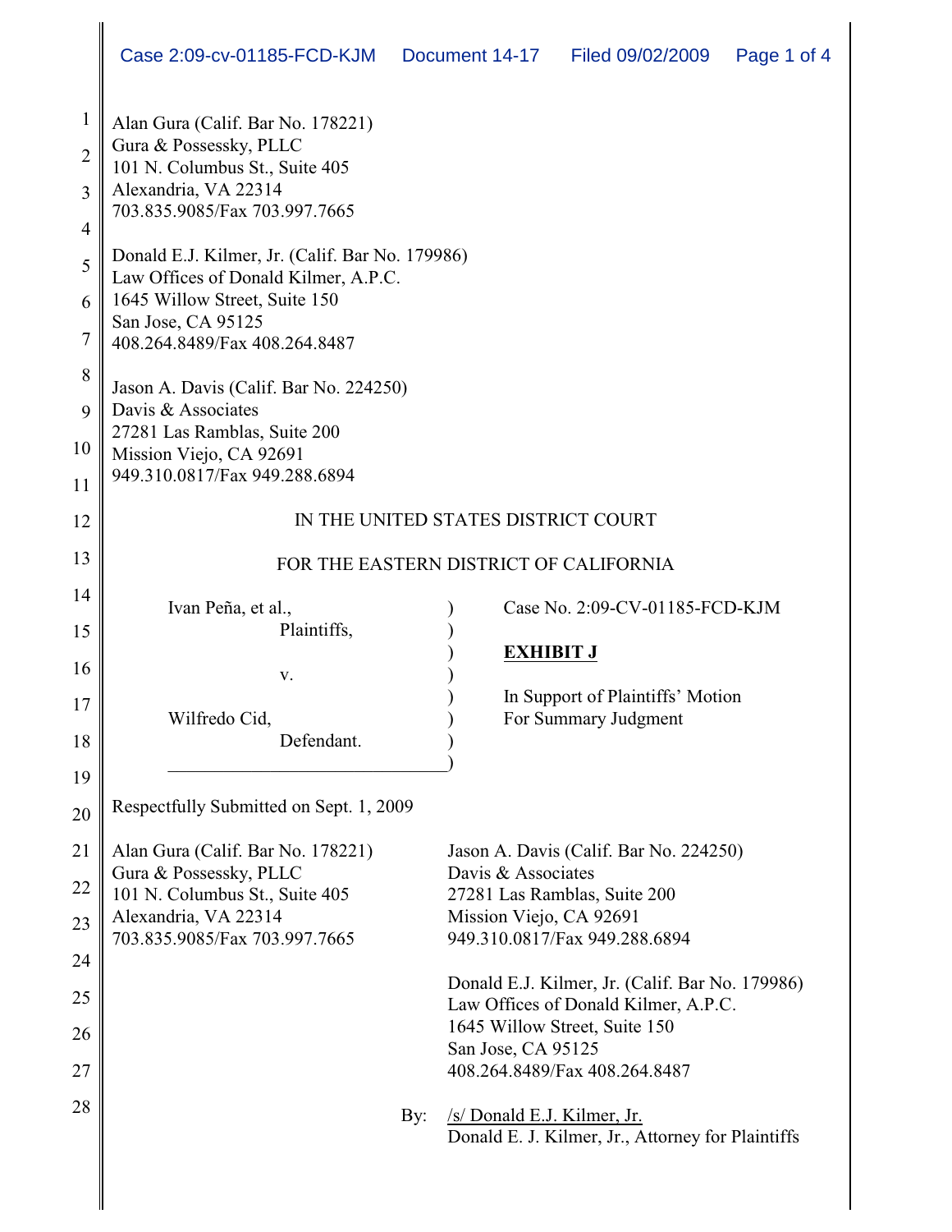Alan Gura (Calif. Bar No. 178221)
Gura & Possessky, PLLC
101 N. Columbus St., Suite 405
Alexandria, VA 22314
703.835.9085/Fax 703.997.7665

Donald E.J. Kilmer, Jr. (Calif. Bar No. 179986)
Law Offices of Donald Kilmer, A.P.C.
1645 Willow Street, Suite 150
San Jose, CA 95125
408.264.8489/Fax 408.264.8487

Jason A. Davis (Calif. Bar No. 224250)
Davis & Associates
27281 Las Ramblas, Suite 200
Mission Viejo, CA 92691
949.310.0817/Fax 949.288.6894

IN THE UNITED STATES DISTRICT COURT

FOR THE EASTERN DISTRICT OF CALIFORNIA

| | |
|---|---|
| Ivan Peña, et al., Plaintiffs, | Case No. 2:09-CV-01185-FCD-KJM |
| v. | **EXHIBIT J** |
| Wilfredo Cid, Defendant. | In Support of Plaintiffs' Motion For Summary Judgment |

Respectfully Submitted on Sept. 1, 2009

Alan Gura (Calif. Bar No. 178221)
Gura & Possessky, PLLC
101 N. Columbus St., Suite 405
Alexandria, VA 22314
703.835.9085/Fax 703.997.7665

Jason A. Davis (Calif. Bar No. 224250)
Davis & Associates
27281 Las Ramblas, Suite 200
Mission Viejo, CA 92691
949.310.0817/Fax 949.288.6894

Donald E.J. Kilmer, Jr. (Calif. Bar No. 179986)
Law Offices of Donald Kilmer, A.P.C.
1645 Willow Street, Suite 150
San Jose, CA 95125
408.264.8489/Fax 408.264.8487

By: /s/ Donald E.J. Kilmer, Jr.
Donald E. J. Kilmer, Jr., Attorney for Plaintiffs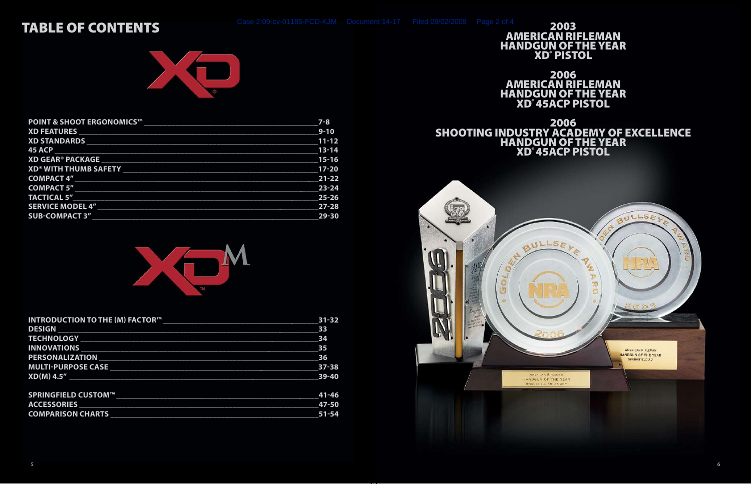# TABLE OF CONTENTS

XD®

| | |
|---|---|
| POINT & SHOOT ERGONOMICS™ | 7-8 |
| XD FEATURES | 9-10 |
| XD STANDARDS | 11-12 |
| 45 ACP | 13-14 |
| XD GEAR® PACKAGE | 15-16 |
| XD® WITH THUMB SAFETY | 17-20 |
| COMPACT 4" | 21-22 |
| COMPACT 5" | 23-24 |
| TACTICAL 5" | 25-26 |
| SERVICE MODEL 4" | 27-28 |
| SUB-COMPACT 3" | 29-30 |

XD(M)™

| | |
|---|---|
| INTRODUCTION TO THE (M) FACTOR™ | 31-32 |
| DESIGN | 33 |
| TECHNOLOGY | 34 |
| INNOVATIONS | 35 |
| PERSONALIZATION | 36 |
| MULTI-PURPOSE CASE | 37-38 |
| XD(M) 4.5" | 39-40 |
| SPRINGFIELD CUSTOM™ | 41-46 |
| ACCESSORIES | 47-50 |
| COMPARISON CHARTS | 51-54 |

## 2003 AMERICAN RIFLEMAN HANDGUN OF THE YEAR XD® PISTOL

## 2006 AMERICAN RIFLEMAN HANDGUN OF THE YEAR XD® 45ACP PISTOL

## 2006 SHOOTING INDUSTRY ACADEMY OF EXCELLENCE HANDGUN OF THE YEAR XD® 45ACP PISTOL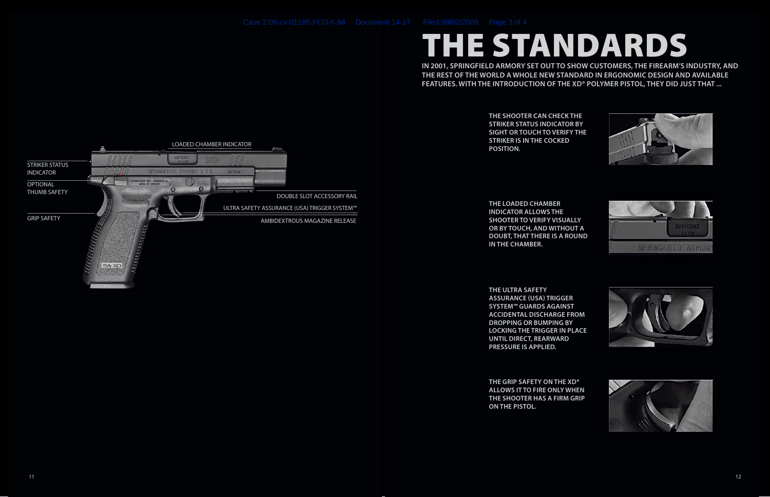# THE STANDARDS

**IN 2001, SPRINGFIELD ARMORY SET OUT TO SHOW CUSTOMERS, THE FIREARM'S INDUSTRY, AND THE REST OF THE WORLD A WHOLE NEW STANDARD IN ERGONOMIC DESIGN AND AVAILABLE FEATURES. WITH THE INTRODUCTION OF THE XD® POLYMER PISTOL, THEY DID JUST THAT ...**

LOADED CHAMBER INDICATOR

STRIKER STATUS INDICATOR

OPTIONAL THUMB SAFETY

GRIP SAFETY

DOUBLE SLOT ACCESSORY RAIL

ULTRA SAFETY ASSURANCE (USA) TRIGGER SYSTEM™

AMBIDEXTROUS MAGAZINE RELEASE

**THE SHOOTER CAN CHECK THE STRIKER STATUS INDICATOR BY SIGHT OR TOUCH TO VERIFY THE STRIKER IS IN THE COCKED POSITION.**

**THE LOADED CHAMBER INDICATOR ALLOWS THE SHOOTER TO VERIFY VISUALLY OR BY TOUCH, AND WITHOUT A DOUBT, THAT THERE IS A ROUND IN THE CHAMBER.**

**THE ULTRA SAFETY ASSURANCE (USA) TRIGGER SYSTEM™ GUARDS AGAINST ACCIDENTAL DISCHARGE FROM DROPPING OR BUMPING BY LOCKING THE TRIGGER IN PLACE UNTIL DIRECT, REARWARD PRESSURE IS APPLIED.**

**THE GRIP SAFETY ON THE XD® ALLOWS IT TO FIRE ONLY WHEN THE SHOOTER HAS A FIRM GRIP ON THE PISTOL.**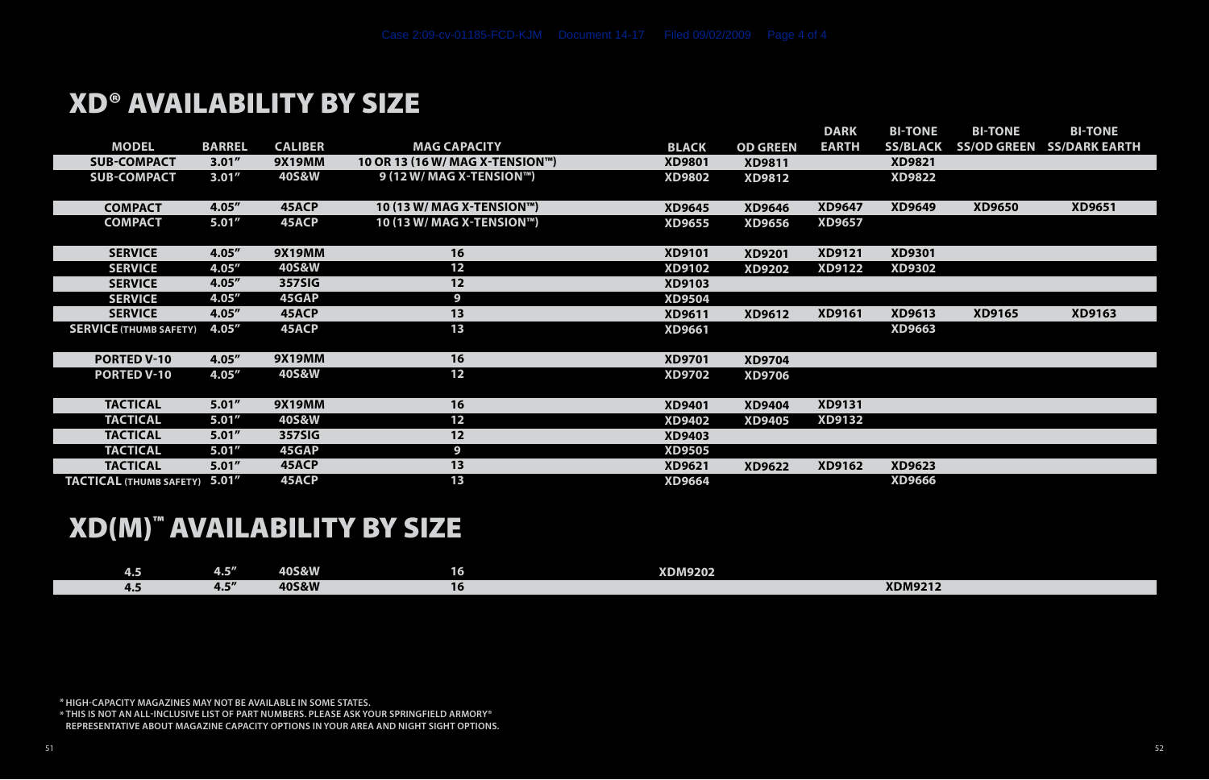# XD® AVAILABILITY BY SIZE

| MODEL | BARREL | CALIBER | MAG CAPACITY | BLACK | OD GREEN | DARK EARTH | BI-TONE SS/BLACK | BI-TONE SS/OD GREEN | BI-TONE SS/DARK EARTH |
|---|---|---|---|---|---|---|---|---|---|
| SUB-COMPACT | 3.01″ | 9X19MM | 10 OR 13 (16 W/ MAG X-TENSION™) | XD9801 | XD9811 | | XD9821 | | |
| SUB-COMPACT | 3.01″ | 40S&W | 9 (12 W/ MAG X-TENSION™) | XD9802 | XD9812 | | XD9822 | | |
| COMPACT | 4.05″ | 45ACP | 10 (13 W/ MAG X-TENSION™) | XD9645 | XD9646 | XD9647 | XD9649 | XD9650 | XD9651 |
| COMPACT | 5.01″ | 45ACP | 10 (13 W/ MAG X-TENSION™) | XD9655 | XD9656 | XD9657 | | | |
| SERVICE | 4.05″ | 9X19MM | 16 | XD9101 | XD9201 | XD9121 | XD9301 | | |
| SERVICE | 4.05″ | 40S&W | 12 | XD9102 | XD9202 | XD9122 | XD9302 | | |
| SERVICE | 4.05″ | 357SIG | 12 | XD9103 | | | | | |
| SERVICE | 4.05″ | 45GAP | 9 | XD9504 | | | | | |
| SERVICE | 4.05″ | 45ACP | 13 | XD9611 | XD9612 | XD9161 | XD9613 | XD9165 | XD9163 |
| SERVICE (THUMB SAFETY) | 4.05″ | 45ACP | 13 | XD9661 | | | XD9663 | | |
| PORTED V-10 | 4.05″ | 9X19MM | 16 | XD9701 | XD9704 | | | | |
| PORTED V-10 | 4.05″ | 40S&W | 12 | XD9702 | XD9706 | | | | |
| TACTICAL | 5.01″ | 9X19MM | 16 | XD9401 | XD9404 | XD9131 | | | |
| TACTICAL | 5.01″ | 40S&W | 12 | XD9402 | XD9405 | XD9132 | | | |
| TACTICAL | 5.01″ | 357SIG | 12 | XD9403 | | | | | |
| TACTICAL | 5.01″ | 45GAP | 9 | XD9505 | | | | | |
| TACTICAL | 5.01″ | 45ACP | 13 | XD9621 | XD9622 | XD9162 | XD9623 | | |
| TACTICAL (THUMB SAFETY) | 5.01″ | 45ACP | 13 | XD9664 | | | XD9666 | | |

# XD(M)™ AVAILABILITY BY SIZE

| MODEL | BARREL | CALIBER | MAG CAPACITY | BLACK | OD GREEN | DARK EARTH | BI-TONE SS/BLACK | BI-TONE SS/OD GREEN | BI-TONE SS/DARK EARTH |
|---|---|---|---|---|---|---|---|---|---|
| 4.5 | 4.5″ | 40S&W | 16 | XDM9202 | | | | | |
| 4.5 | 4.5″ | 40S&W | 16 | | | | XDM9212 | | |

* HIGH-CAPACITY MAGAZINES MAY NOT BE AVAILABLE IN SOME STATES.
* THIS IS NOT AN ALL-INCLUSIVE LIST OF PART NUMBERS. PLEASE ASK YOUR SPRINGFIELD ARMORY® REPRESENTATIVE ABOUT MAGAZINE CAPACITY OPTIONS IN YOUR AREA AND NIGHT SIGHT OPTIONS.